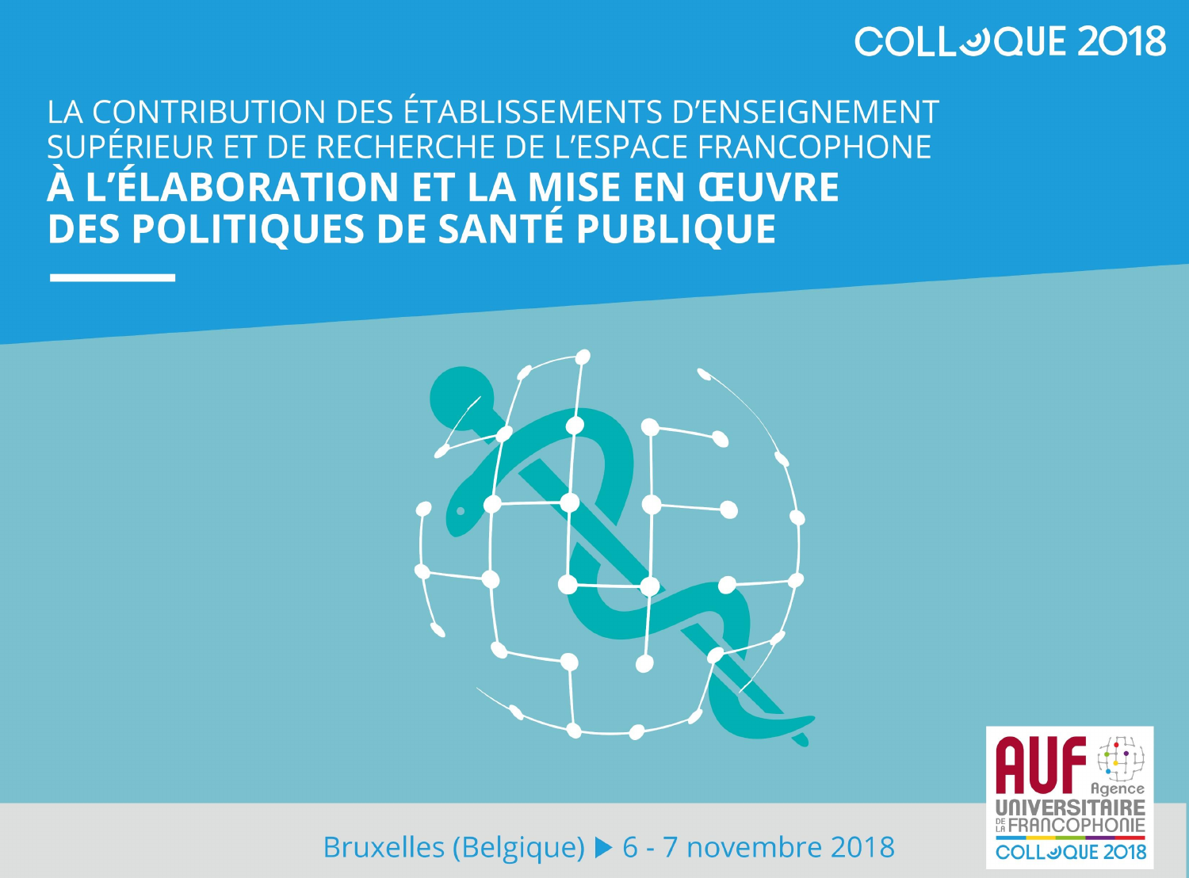COLLOQUE 2018

# LA CONTRIBUTION DES ÉTABLISSEMENTS D'ENSEIGNEMENT SUPÉRIEUR ET DE RECHERCHE DE L'ESPACE FRANCOPHONE **À L'ÉLABORATION ET LA MISE EN ŒUVRE DES POLITIQUES DE SANTÉ PUBLIQUE**

Bruxelles (Belgique) ▶ 6 - 7 novembre 2018

AUF Agence Universitaire de la Francophonie

COLLOQUE 2018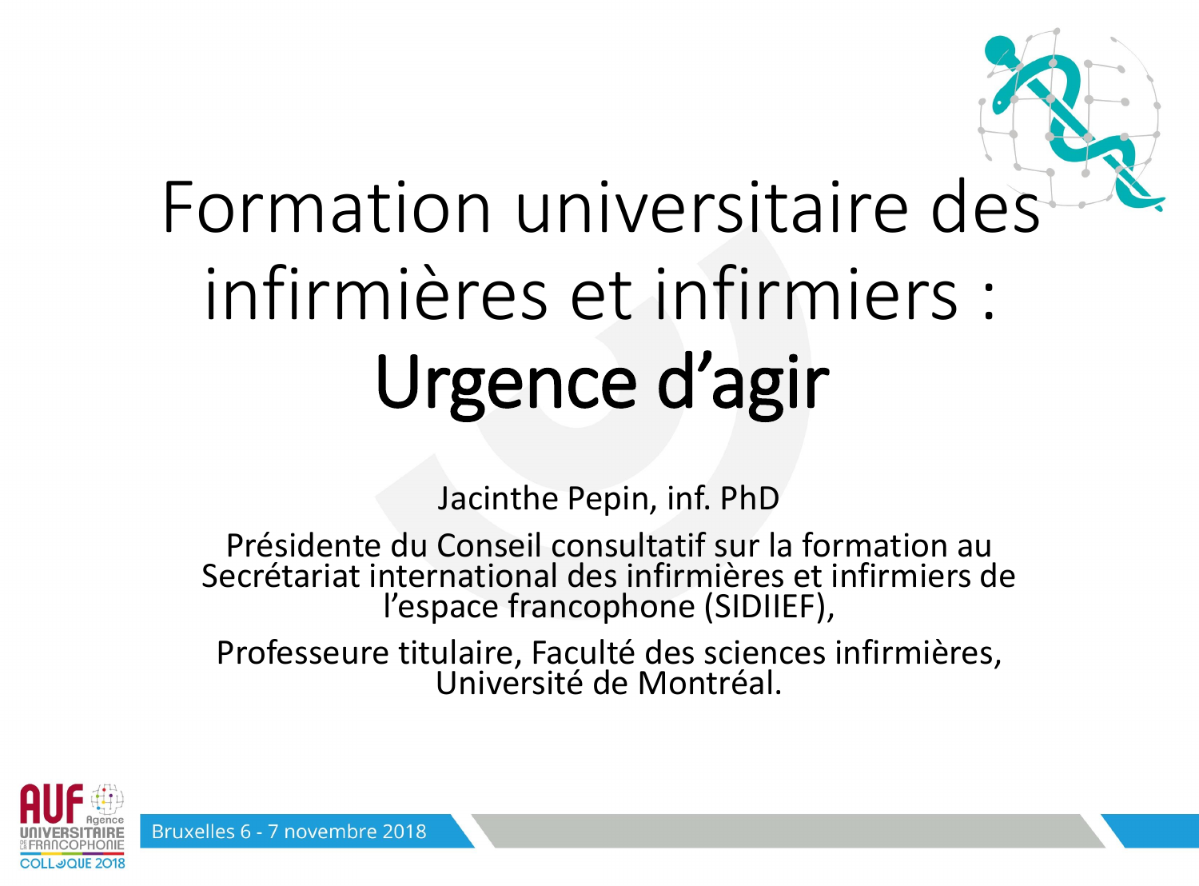# Formation universitaire des infirmières et infirmiers : **Urgence d'agir**

Jacinthe Pepin, inf. PhD

Présidente du Conseil consultatif sur la formation au Secrétariat international des infirmières et infirmiers de l'espace francophone (SIDIIEF),

Professeure titulaire, Faculté des sciences infirmières, Université de Montréal.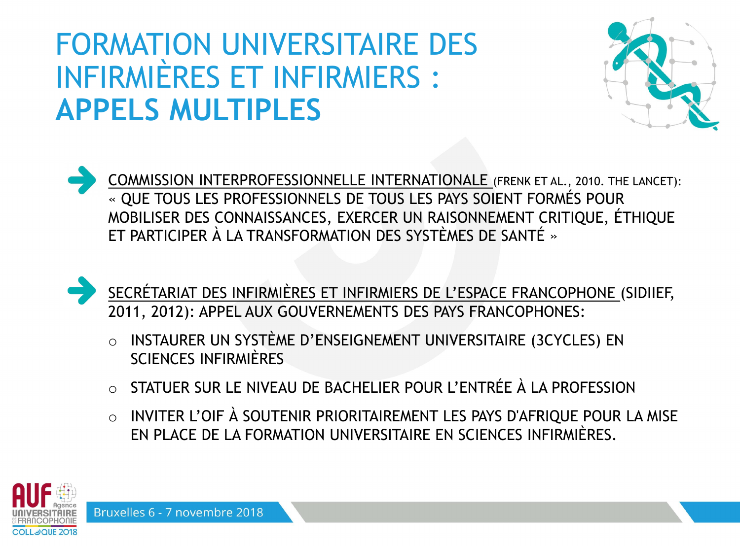# FORMATION UNIVERSITAIRE DES INFIRMIÈRES ET INFIRMIERS : **APPELS MULTIPLES**

- COMMISSION INTERPROFESSIONNELLE INTERNATIONALE (FRENK ET AL., 2010. THE LANCET): « QUE TOUS LES PROFESSIONNELS DE TOUS LES PAYS SOIENT FORMÉS POUR MOBILISER DES CONNAISSANCES, EXERCER UN RAISONNEMENT CRITIQUE, ÉTHIQUE ET PARTICIPER À LA TRANSFORMATION DES SYSTÈMES DE SANTÉ »

- SECRÉTARIAT DES INFIRMIÈRES ET INFIRMIERS DE L'ESPACE FRANCOPHONE (SIDIIEF, 2011, 2012): APPEL AUX GOUVERNEMENTS DES PAYS FRANCOPHONES:
  - INSTAURER UN SYSTÈME D'ENSEIGNEMENT UNIVERSITAIRE (3CYCLES) EN SCIENCES INFIRMIÈRES
  - STATUER SUR LE NIVEAU DE BACHELIER POUR L'ENTRÉE À LA PROFESSION
  - INVITER L'OIF À SOUTENIR PRIORITAIREMENT LES PAYS D'AFRIQUE POUR LA MISE EN PLACE DE LA FORMATION UNIVERSITAIRE EN SCIENCES INFIRMIÈRES.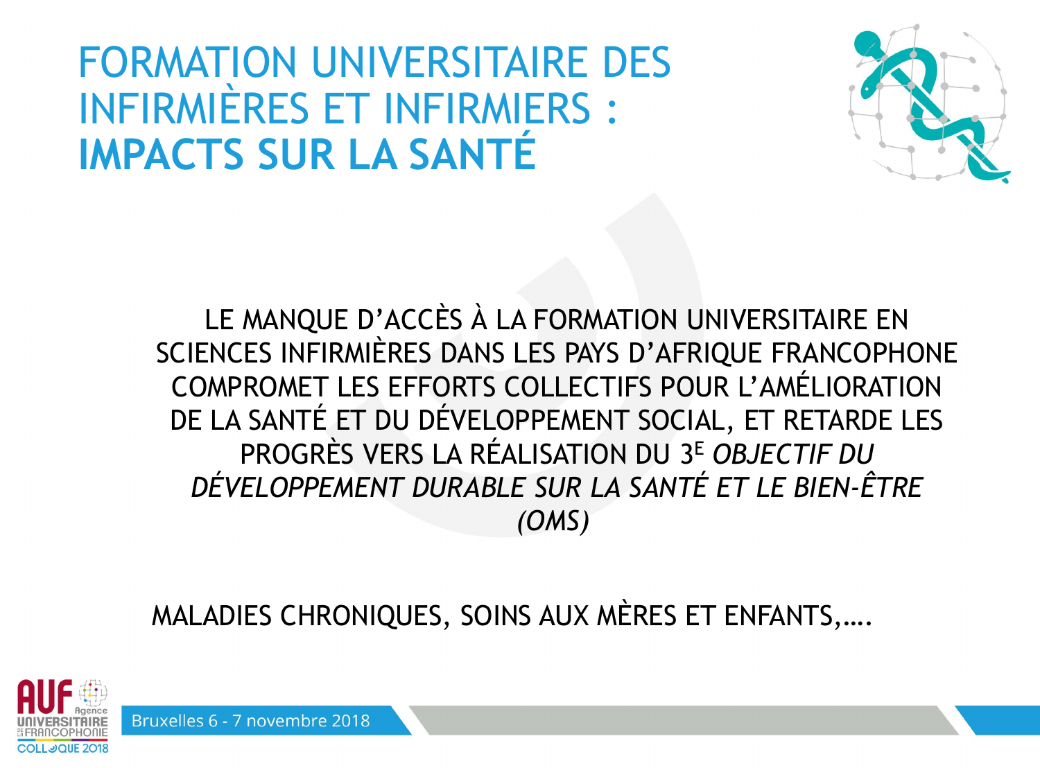# FORMATION UNIVERSITAIRE DES INFIRMIÈRES ET INFIRMIERS : **IMPACTS SUR LA SANTÉ**

LE MANQUE D'ACCÈS À LA FORMATION UNIVERSITAIRE EN SCIENCES INFIRMIÈRES DANS LES PAYS D'AFRIQUE FRANCOPHONE COMPROMET LES EFFORTS COLLECTIFS POUR L'AMÉLIORATION DE LA SANTÉ ET DU DÉVELOPPEMENT SOCIAL, ET RETARDE LES PROGRÈS VERS LA RÉALISATION DU 3E *OBJECTIF DU DÉVELOPPEMENT DURABLE SUR LA SANTÉ ET LE BIEN-ÊTRE (OMS)*

MALADIES CHRONIQUES, SOINS AUX MÈRES ET ENFANTS,….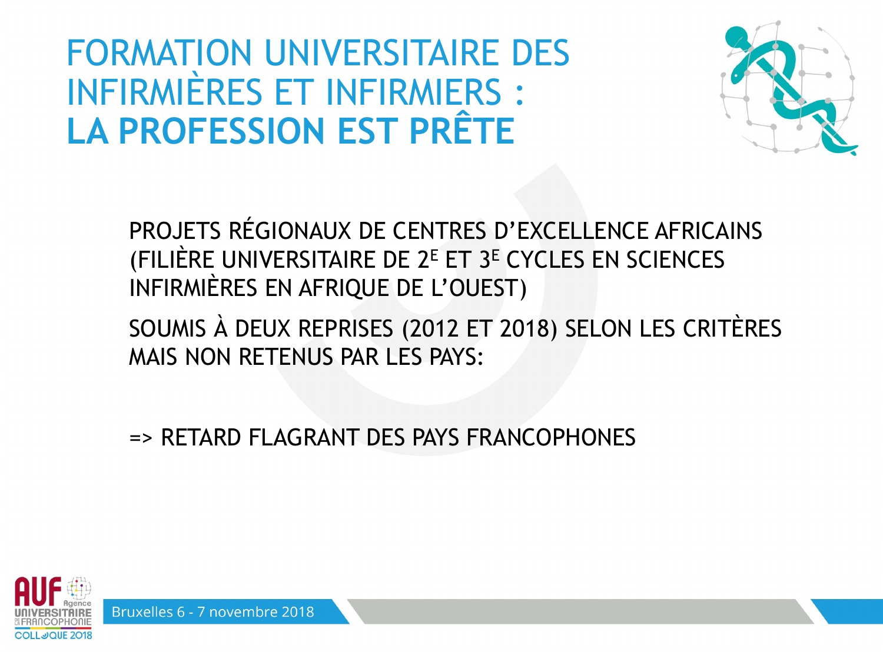# FORMATION UNIVERSITAIRE DES INFIRMIÈRES ET INFIRMIERS : **LA PROFESSION EST PRÊTE**

PROJETS RÉGIONAUX DE CENTRES D'EXCELLENCE AFRICAINS (FILIÈRE UNIVERSITAIRE DE 2E ET 3E CYCLES EN SCIENCES INFIRMIÈRES EN AFRIQUE DE L'OUEST)

SOUMIS À DEUX REPRISES (2012 ET 2018) SELON LES CRITÈRES MAIS NON RETENUS PAR LES PAYS:

=> RETARD FLAGRANT DES PAYS FRANCOPHONES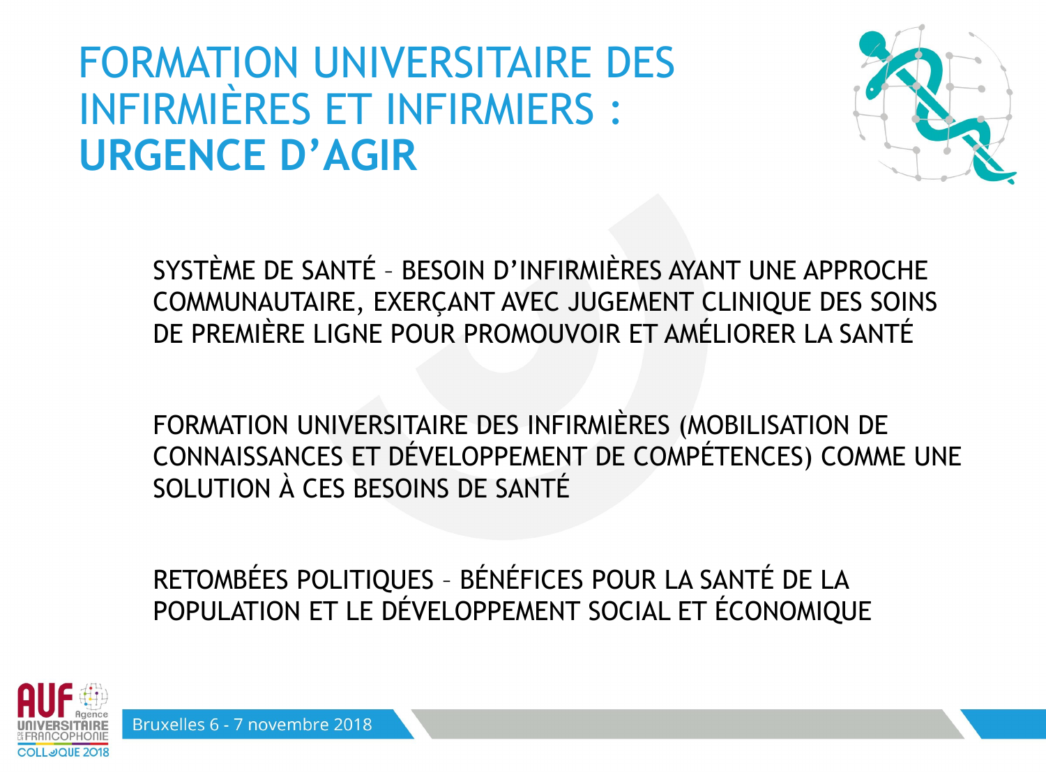# FORMATION UNIVERSITAIRE DES INFIRMIÈRES ET INFIRMIERS : **URGENCE D'AGIR**

SYSTÈME DE SANTÉ – BESOIN D'INFIRMIÈRES AYANT UNE APPROCHE COMMUNAUTAIRE, EXERÇANT AVEC JUGEMENT CLINIQUE DES SOINS DE PREMIÈRE LIGNE POUR PROMOUVOIR ET AMÉLIORER LA SANTÉ

FORMATION UNIVERSITAIRE DES INFIRMIÈRES (MOBILISATION DE CONNAISSANCES ET DÉVELOPPEMENT DE COMPÉTENCES) COMME UNE SOLUTION À CES BESOINS DE SANTÉ

RETOMBÉES POLITIQUES – BÉNÉFICES POUR LA SANTÉ DE LA POPULATION ET LE DÉVELOPPEMENT SOCIAL ET ÉCONOMIQUE